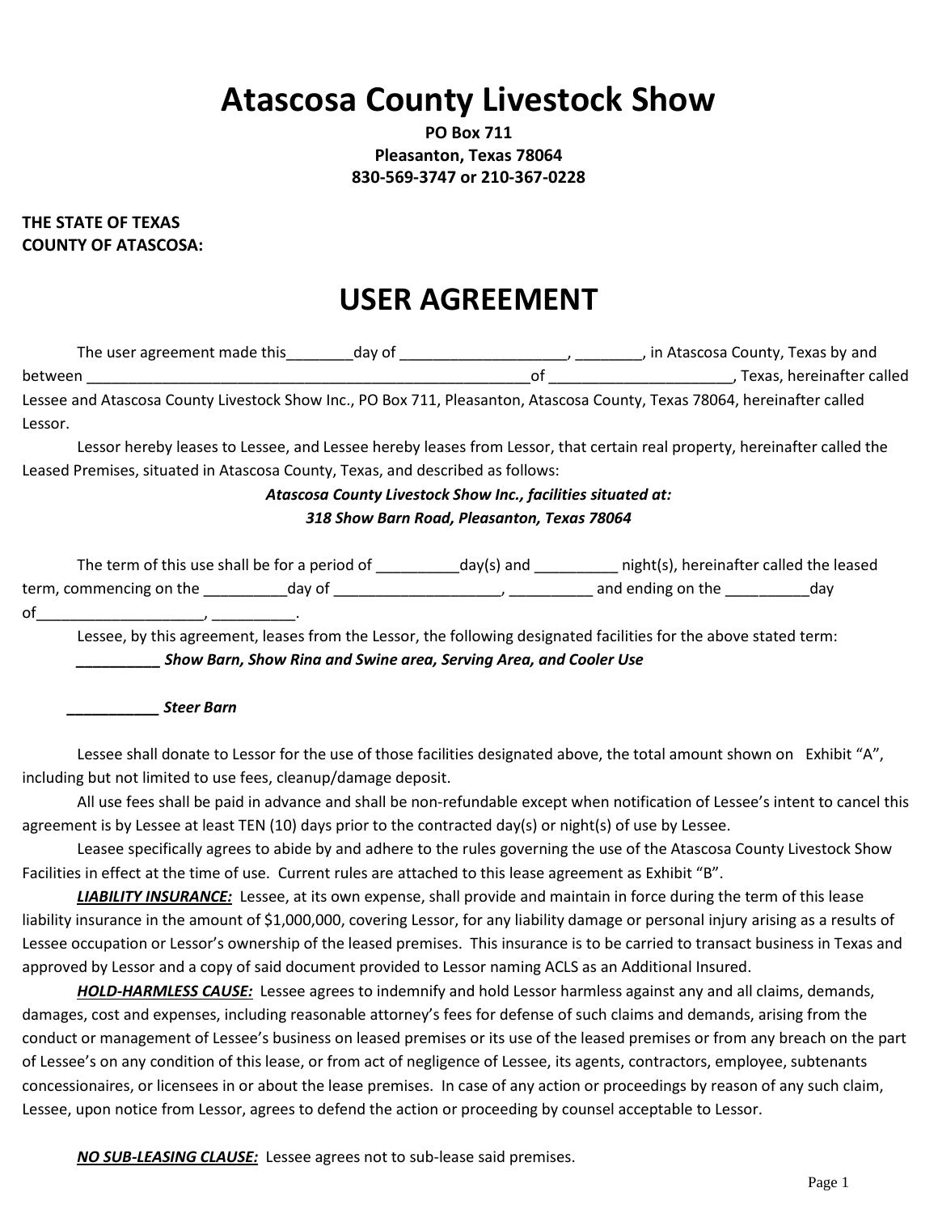# Atascosa County Livestock Show

**PO Box 711**
**Pleasanton, Texas 78064**
**830-569-3747 or 210-367-0228**

**THE STATE OF TEXAS**
**COUNTY OF ATASCOSA:**

# USER AGREEMENT

The user agreement made this________day of ___________________, ________, in Atascosa County, Texas by and between _____________________________________________________of _____________________, Texas, hereinafter called Lessee and Atascosa County Livestock Show Inc., PO Box 711, Pleasanton, Atascosa County, Texas 78064, hereinafter called Lessor.

Lessor hereby leases to Lessee, and Lessee hereby leases from Lessor, that certain real property, hereinafter called the Leased Premises, situated in Atascosa County, Texas, and described as follows:

***Atascosa County Livestock Show Inc., facilities situated at:***
***318 Show Barn Road, Pleasanton, Texas 78064***

The term of this use shall be for a period of __________day(s) and __________ night(s), hereinafter called the leased term, commencing on the __________day of ___________________, __________ and ending on the __________day of___________________, __________.

Lessee, by this agreement, leases from the Lessor, the following designated facilities for the above stated term:

***__________ Show Barn, Show Rina and Swine area, Serving Area, and Cooler Use***

***___________ Steer Barn***

Lessee shall donate to Lessor for the use of those facilities designated above, the total amount shown on Exhibit "A", including but not limited to use fees, cleanup/damage deposit.

All use fees shall be paid in advance and shall be non-refundable except when notification of Lessee's intent to cancel this agreement is by Lessee at least TEN (10) days prior to the contracted day(s) or night(s) of use by Lessee.

Leasee specifically agrees to abide by and adhere to the rules governing the use of the Atascosa County Livestock Show Facilities in effect at the time of use. Current rules are attached to this lease agreement as Exhibit "B".

***LIABILITY INSURANCE:*** Lessee, at its own expense, shall provide and maintain in force during the term of this lease liability insurance in the amount of $1,000,000, covering Lessor, for any liability damage or personal injury arising as a results of Lessee occupation or Lessor's ownership of the leased premises. This insurance is to be carried to transact business in Texas and approved by Lessor and a copy of said document provided to Lessor naming ACLS as an Additional Insured.

***HOLD-HARMLESS CAUSE:*** Lessee agrees to indemnify and hold Lessor harmless against any and all claims, demands, damages, cost and expenses, including reasonable attorney's fees for defense of such claims and demands, arising from the conduct or management of Lessee's business on leased premises or its use of the leased premises or from any breach on the part of Lessee's on any condition of this lease, or from act of negligence of Lessee, its agents, contractors, employee, subtenants concessionaires, or licensees in or about the lease premises. In case of any action or proceedings by reason of any such claim, Lessee, upon notice from Lessor, agrees to defend the action or proceeding by counsel acceptable to Lessor.

***NO SUB-LEASING CLAUSE:*** Lessee agrees not to sub-lease said premises.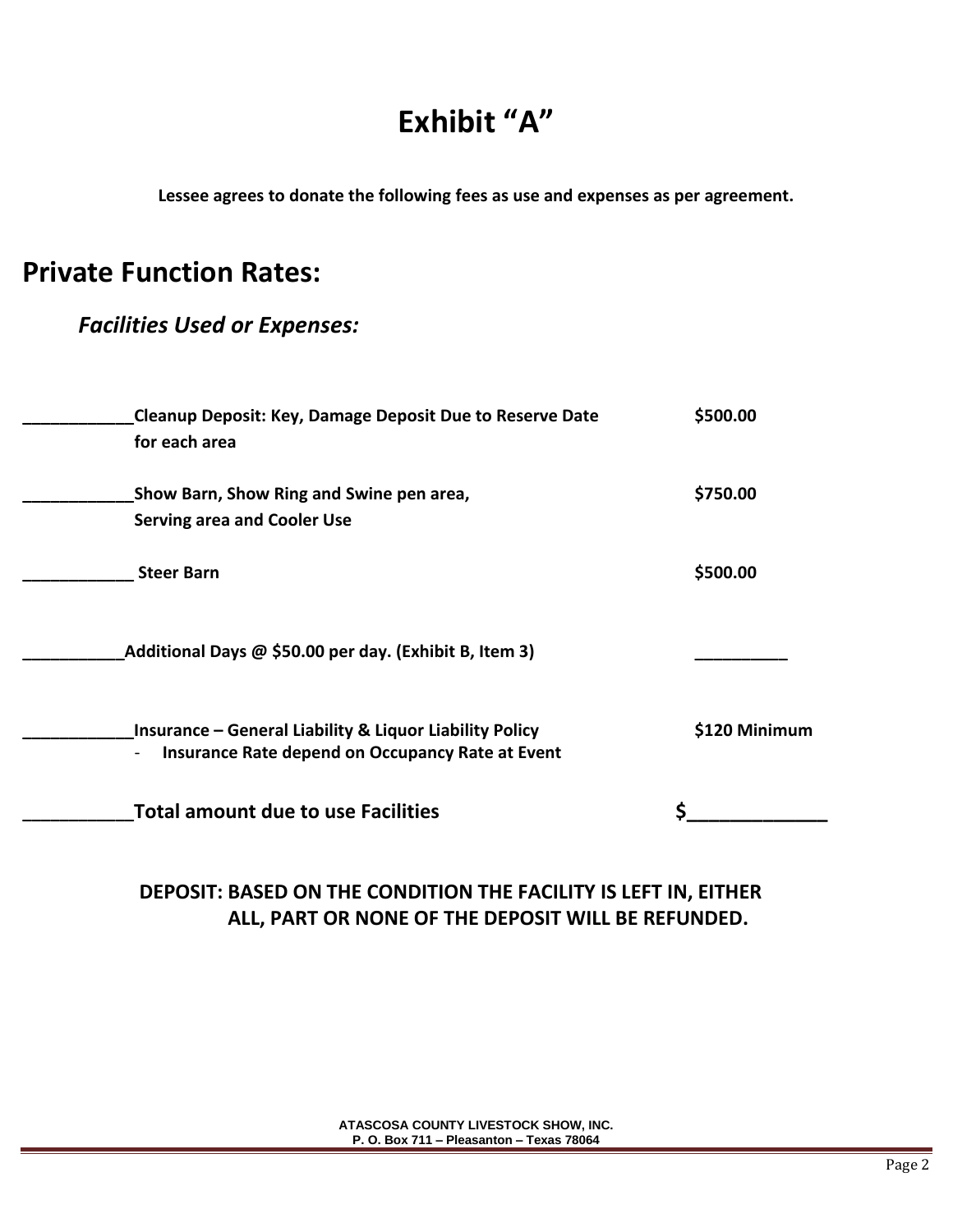# Exhibit "A"

**Lessee agrees to donate the following fees as use and expenses as per agreement.**

## Private Function Rates:

### *Facilities Used or Expenses:*

| | Item | Amount |
|---|---|---|
| ____________ | **Cleanup Deposit: Key, Damage Deposit Due to Reserve Date for each area** | **$500.00** |
| ____________ | **Show Barn, Show Ring and Swine pen area, Serving area and Cooler Use** | **$750.00** |
| ____________ | **Steer Barn** | **$500.00** |
| ___________ | **Additional Days @ $50.00 per day. (Exhibit B, Item 3)** | __________ |
| ____________ | **Insurance – General Liability & Liquor Liability Policy**<br>- **Insurance Rate depend on Occupancy Rate at Event** | **$120 Minimum** |
| ___________ | **Total amount due to use Facilities** | **$_____________** |

**DEPOSIT: BASED ON THE CONDITION THE FACILITY IS LEFT IN, EITHER ALL, PART OR NONE OF THE DEPOSIT WILL BE REFUNDED.**

ATASCOSA COUNTY LIVESTOCK SHOW, INC.
P. O. Box 711 – Pleasanton – Texas 78064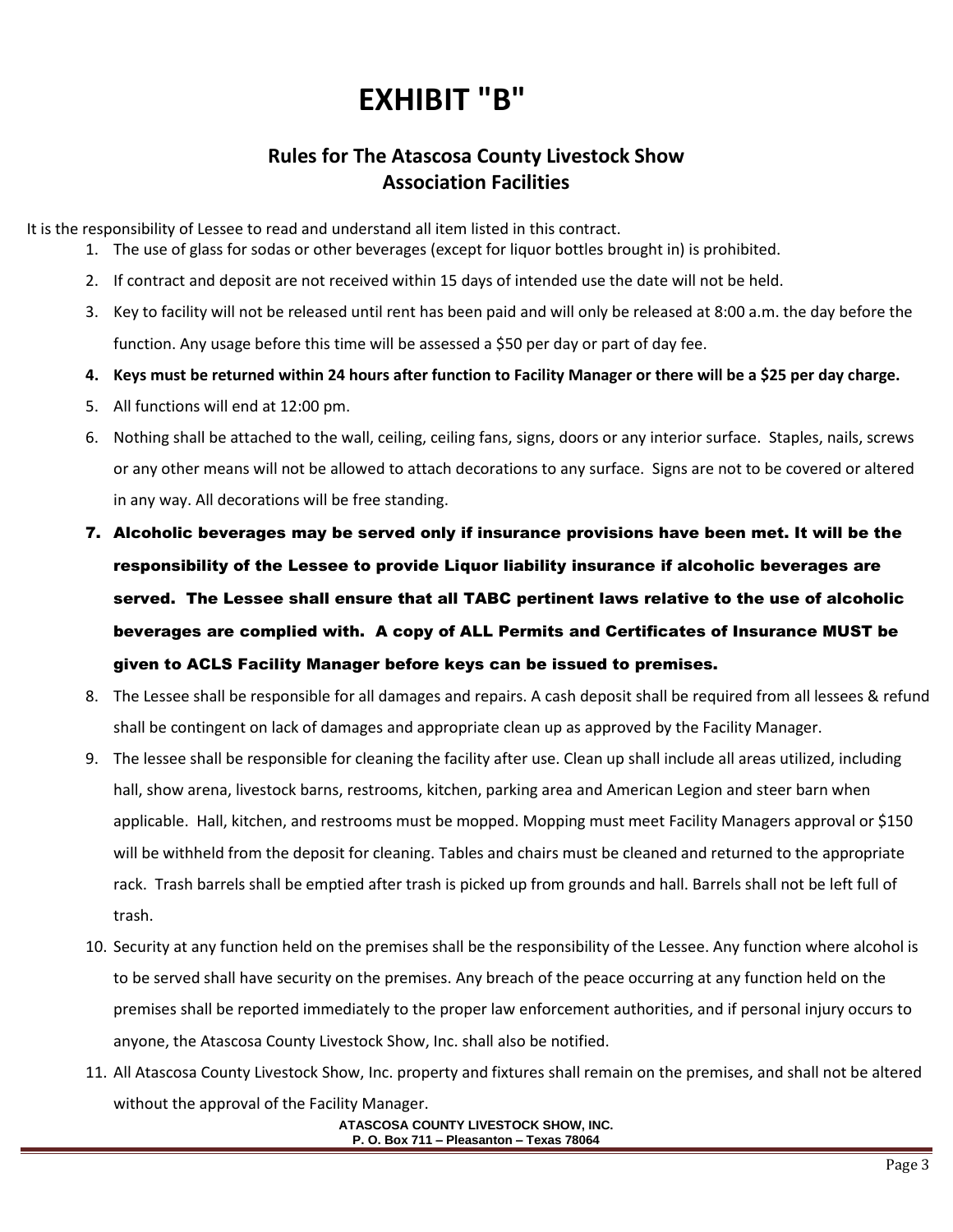# EXHIBIT "B"

## Rules for The Atascosa County Livestock Show Association Facilities

It is the responsibility of Lessee to read and understand all item listed in this contract.

1. The use of glass for sodas or other beverages (except for liquor bottles brought in) is prohibited.
2. If contract and deposit are not received within 15 days of intended use the date will not be held.
3. Key to facility will not be released until rent has been paid and will only be released at 8:00 a.m. the day before the function. Any usage before this time will be assessed a $50 per day or part of day fee.
4. **Keys must be returned within 24 hours after function to Facility Manager or there will be a $25 per day charge.**
5. All functions will end at 12:00 pm.
6. Nothing shall be attached to the wall, ceiling, ceiling fans, signs, doors or any interior surface. Staples, nails, screws or any other means will not be allowed to attach decorations to any surface. Signs are not to be covered or altered in any way. All decorations will be free standing.
7. **Alcoholic beverages may be served only if insurance provisions have been met. It will be the responsibility of the Lessee to provide Liquor liability insurance if alcoholic beverages are served. The Lessee shall ensure that all TABC pertinent laws relative to the use of alcoholic beverages are complied with. A copy of ALL Permits and Certificates of Insurance MUST be given to ACLS Facility Manager before keys can be issued to premises.**
8. The Lessee shall be responsible for all damages and repairs. A cash deposit shall be required from all lessees & refund shall be contingent on lack of damages and appropriate clean up as approved by the Facility Manager.
9. The lessee shall be responsible for cleaning the facility after use. Clean up shall include all areas utilized, including hall, show arena, livestock barns, restrooms, kitchen, parking area and American Legion and steer barn when applicable. Hall, kitchen, and restrooms must be mopped. Mopping must meet Facility Managers approval or $150 will be withheld from the deposit for cleaning. Tables and chairs must be cleaned and returned to the appropriate rack. Trash barrels shall be emptied after trash is picked up from grounds and hall. Barrels shall not be left full of trash.
10. Security at any function held on the premises shall be the responsibility of the Lessee. Any function where alcohol is to be served shall have security on the premises. Any breach of the peace occurring at any function held on the premises shall be reported immediately to the proper law enforcement authorities, and if personal injury occurs to anyone, the Atascosa County Livestock Show, Inc. shall also be notified.
11. All Atascosa County Livestock Show, Inc. property and fixtures shall remain on the premises, and shall not be altered without the approval of the Facility Manager.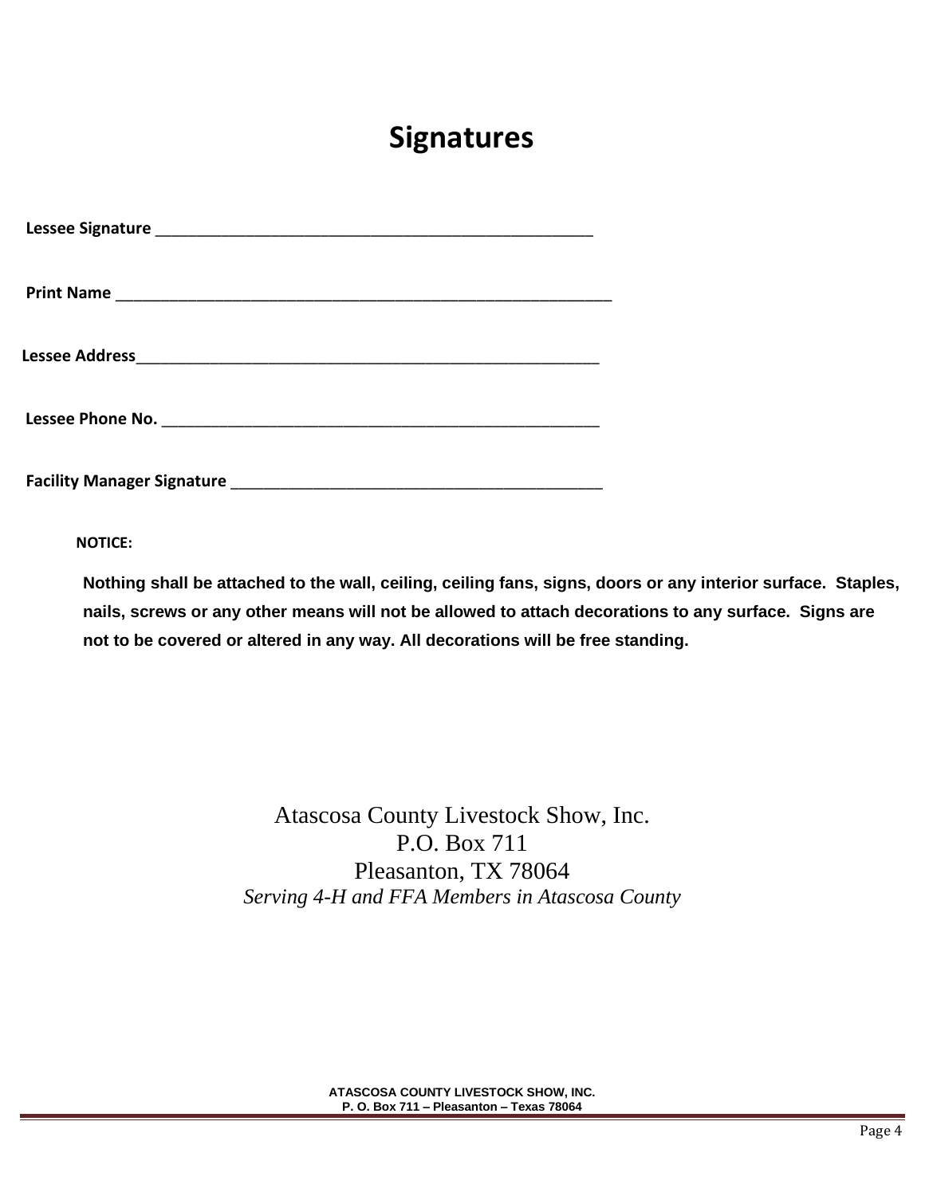# Signatures

**Lessee Signature** \_\_\_\_\_\_\_\_\_\_\_\_\_\_\_\_\_\_\_\_\_\_\_\_\_\_\_\_\_\_\_\_\_\_\_\_\_\_\_\_\_\_\_\_\_\_\_\_\_\_

**Print Name** \_\_\_\_\_\_\_\_\_\_\_\_\_\_\_\_\_\_\_\_\_\_\_\_\_\_\_\_\_\_\_\_\_\_\_\_\_\_\_\_\_\_\_\_\_\_\_\_\_\_\_\_\_\_\_\_\_

**Lessee Address**\_\_\_\_\_\_\_\_\_\_\_\_\_\_\_\_\_\_\_\_\_\_\_\_\_\_\_\_\_\_\_\_\_\_\_\_\_\_\_\_\_\_\_\_\_\_\_\_\_\_\_\_\_\_

**Lessee Phone No.** \_\_\_\_\_\_\_\_\_\_\_\_\_\_\_\_\_\_\_\_\_\_\_\_\_\_\_\_\_\_\_\_\_\_\_\_\_\_\_\_\_\_\_\_\_\_\_\_\_\_\_\_

**Facility Manager Signature** \_\_\_\_\_\_\_\_\_\_\_\_\_\_\_\_\_\_\_\_\_\_\_\_\_\_\_\_\_\_\_\_\_\_\_\_\_\_\_\_\_\_\_\_\_\_

**NOTICE:**

**Nothing shall be attached to the wall, ceiling, ceiling fans, signs, doors or any interior surface. Staples, nails, screws or any other means will not be allowed to attach decorations to any surface. Signs are not to be covered or altered in any way. All decorations will be free standing.**

Atascosa County Livestock Show, Inc.
P.O. Box 711
Pleasanton, TX 78064
*Serving 4-H and FFA Members in Atascosa County*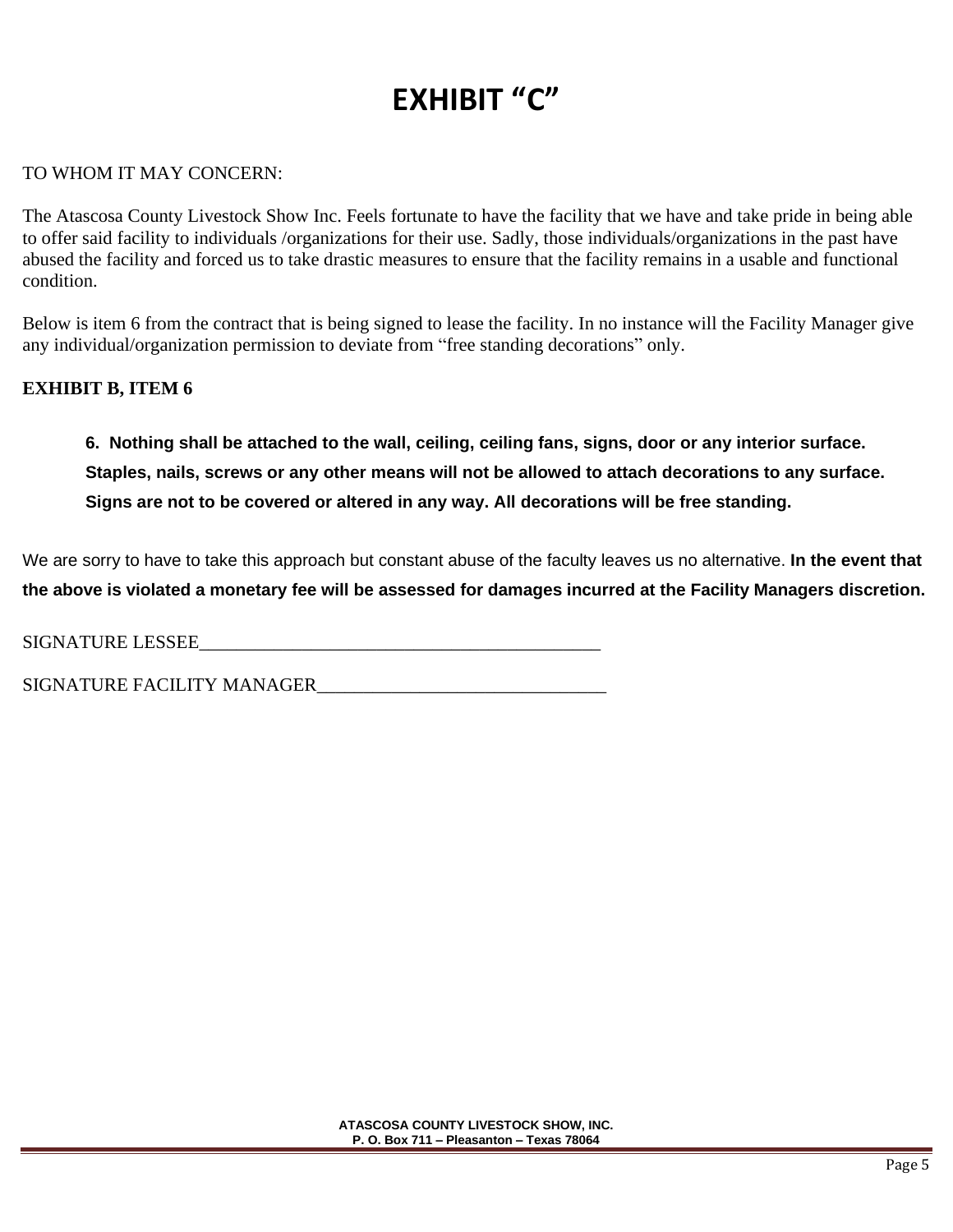# EXHIBIT "C"

TO WHOM IT MAY CONCERN:

The Atascosa County Livestock Show Inc. Feels fortunate to have the facility that we have and take pride in being able to offer said facility to individuals /organizations for their use. Sadly, those individuals/organizations in the past have abused the facility and forced us to take drastic measures to ensure that the facility remains in a usable and functional condition.

Below is item 6 from the contract that is being signed to lease the facility. In no instance will the Facility Manager give any individual/organization permission to deviate from "free standing decorations" only.

**EXHIBIT B, ITEM 6**

> **6. Nothing shall be attached to the wall, ceiling, ceiling fans, signs, door or any interior surface. Staples, nails, screws or any other means will not be allowed to attach decorations to any surface. Signs are not to be covered or altered in any way. All decorations will be free standing.**

We are sorry to have to take this approach but constant abuse of the faculty leaves us no alternative. **In the event that the above is violated a monetary fee will be assessed for damages incurred at the Facility Managers discretion.**

SIGNATURE LESSEE___________________________________________

SIGNATURE FACILITY MANAGER______________________________

**ATASCOSA COUNTY LIVESTOCK SHOW, INC.**
**P. O. Box 711 – Pleasanton – Texas 78064**